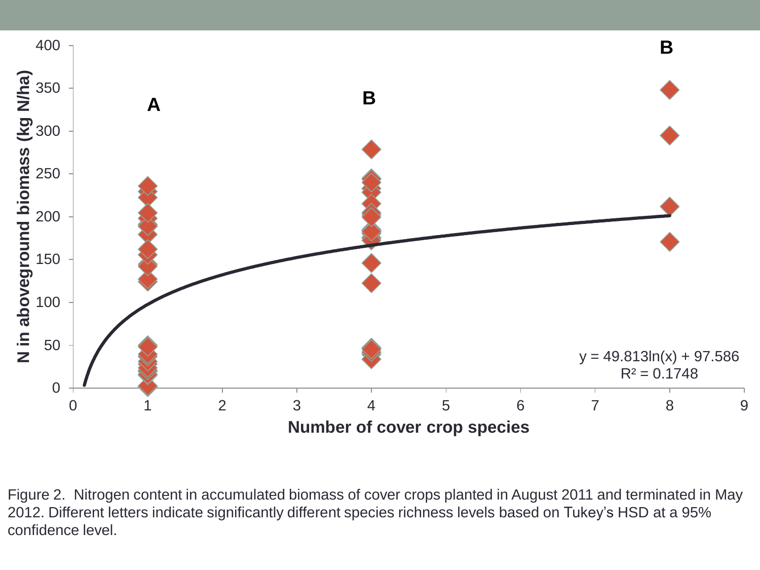Figure 2. Nitrogen content in accumulated biomass of cover crops planted in August 2011 and terminated in May 2012. Different letters indicate significantly different species richness levels based on Tukey's HSD at a 95% confidence level.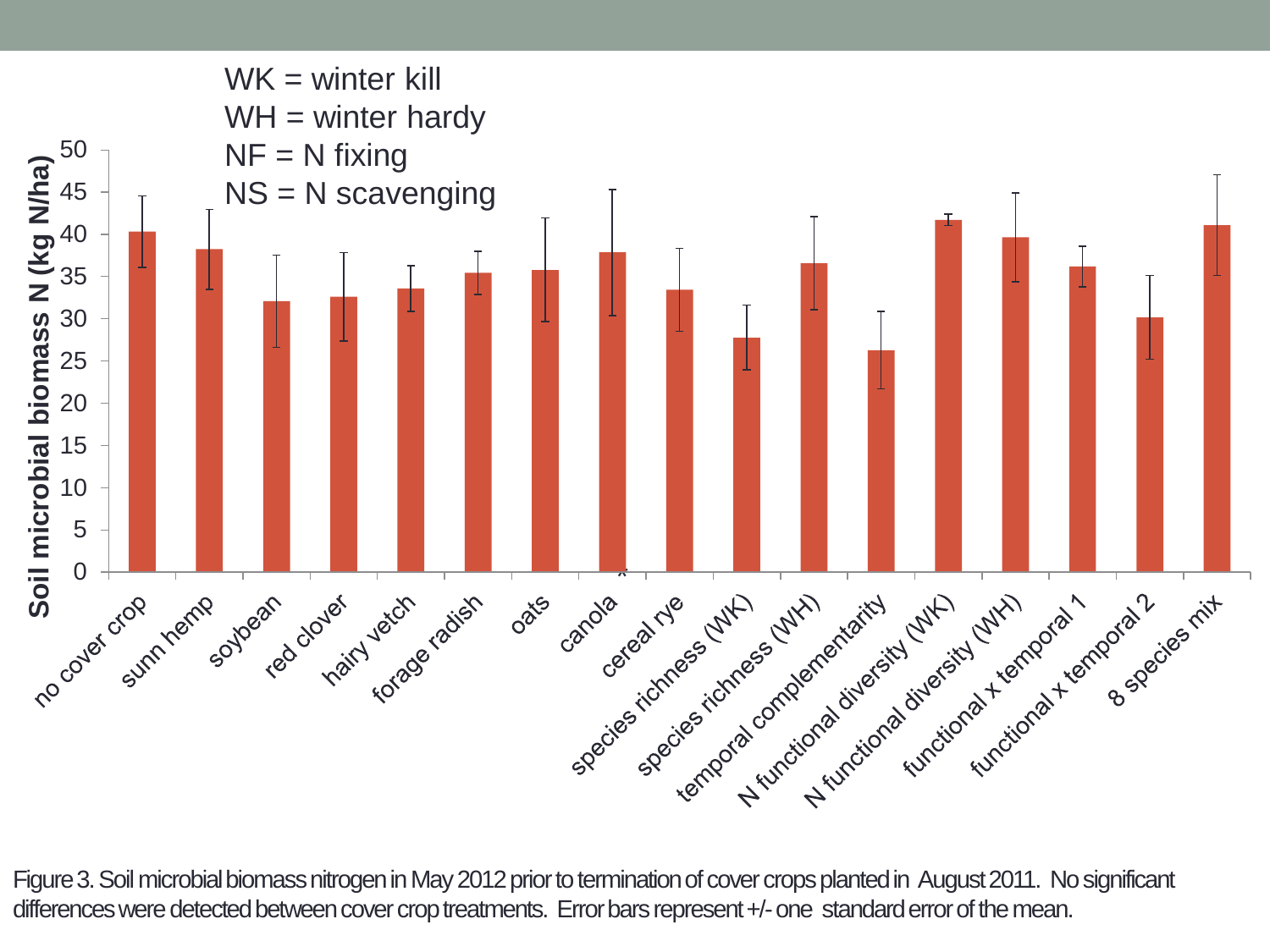WK = winter kill
WH = winter hardy
NF = N fixing
NS = N scavenging

Figure 3. Soil microbial biomass nitrogen in May 2012 prior to termination of cover crops planted in August 2011. No significant differences were detected between cover crop treatments. Error bars represent +/- one standard error of the mean.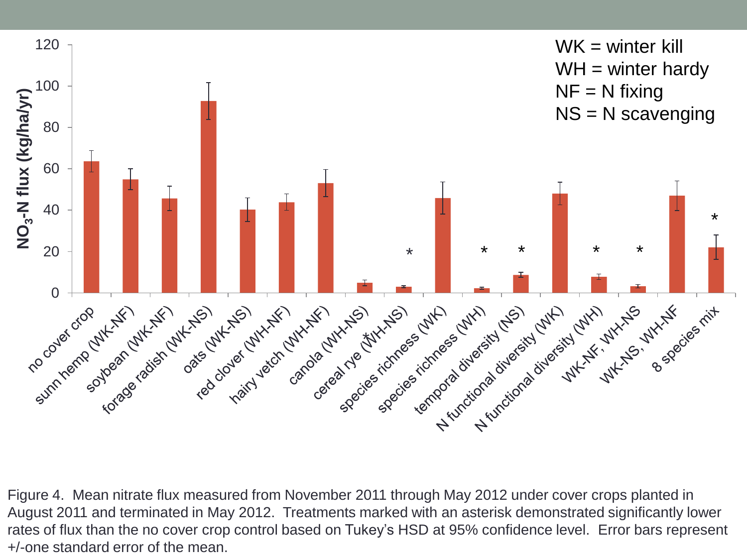Figure 4. Mean nitrate flux measured from November 2011 through May 2012 under cover crops planted in August 2011 and terminated in May 2012. Treatments marked with an asterisk demonstrated significantly lower rates of flux than the no cover crop control based on Tukey's HSD at 95% confidence level. Error bars represent +/-one standard error of the mean.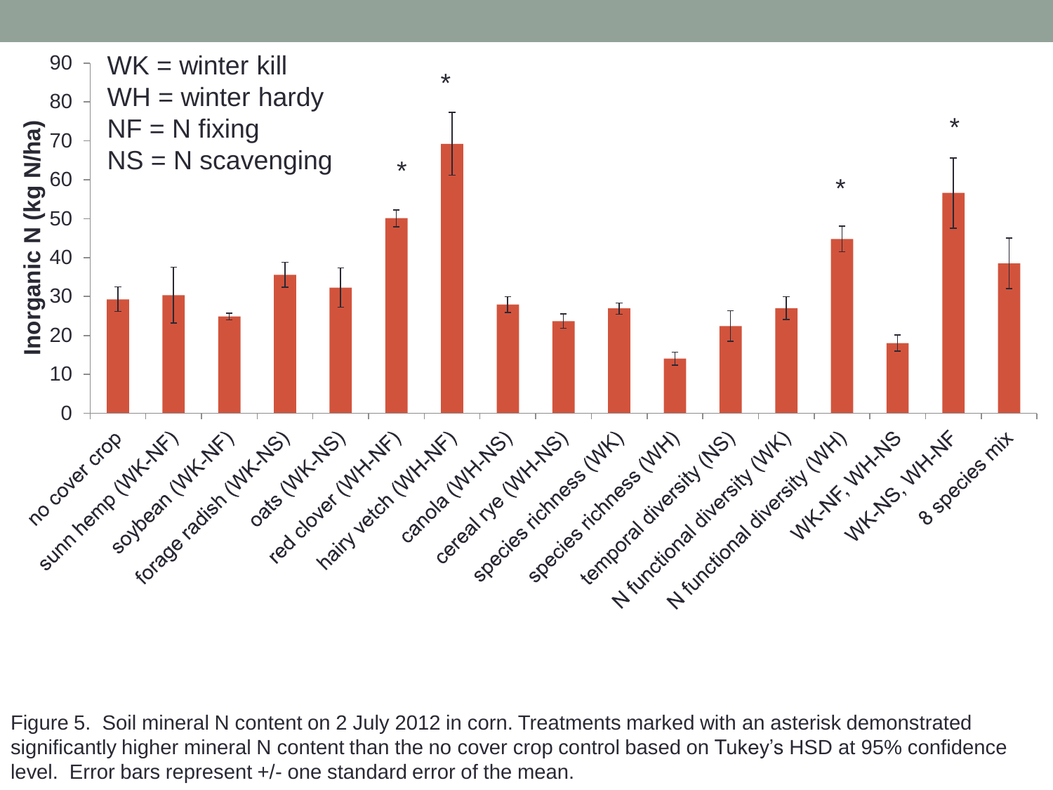WK = winter kill
WH = winter hardy
NF = N fixing
NS = N scavenging

Inorganic N (kg N/ha)

0
10
20
30
40
50
60
70
80
90

*
*
*
*

no cover crop
sunn hemp (WK-NF)
soybean (WK-NF)
forage radish (WK-NS)
oats (WK-NS)
red clover (WH-NF)
hairy vetch (WH-NF)
canola (WH-NS)
cereal rye (WH-NS)
species richness (WK)
species richness (WH)
temporal diversity (NS)
N functional diversity (WK)
N functional diversity (WH)
WK-NF, WH-NS
WK-NS, WH-NF
8 species mix

Figure 5. Soil mineral N content on 2 July 2012 in corn. Treatments marked with an asterisk demonstrated significantly higher mineral N content than the no cover crop control based on Tukey's HSD at 95% confidence level. Error bars represent +/- one standard error of the mean.